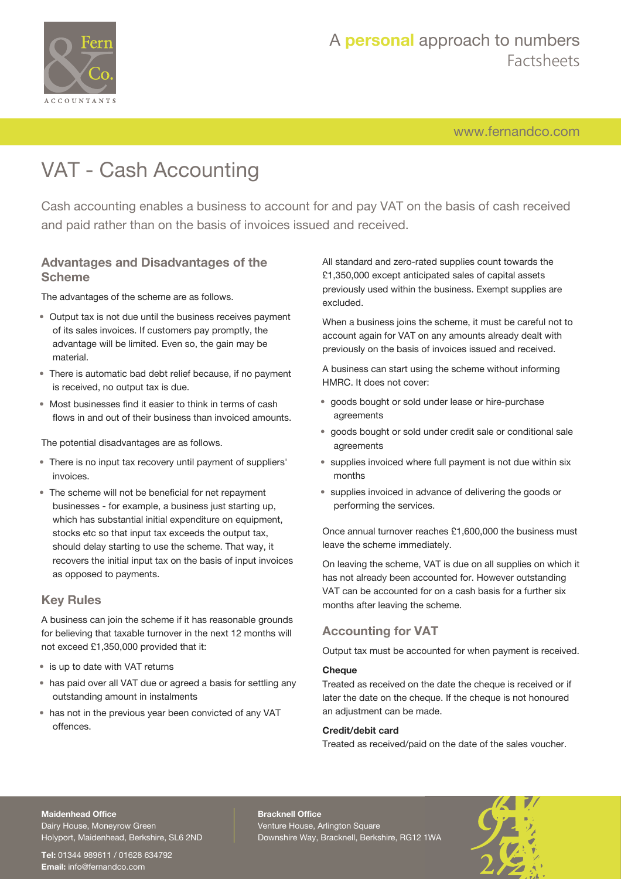# VAT - Cash Accounting

Cash accounting enables a business to account for and pay VAT on the basis of cash received and paid rather than on the basis of invoices issued and received.

## Advantages and Disadvantages of the Scheme

The advantages of the scheme are as follows.

- Output tax is not due until the business receives payment of its sales invoices. If customers pay promptly, the advantage will be limited. Even so, the gain may be material.
- There is automatic bad debt relief because, if no payment is received, no output tax is due.
- Most businesses find it easier to think in terms of cash flows in and out of their business than invoiced amounts.

The potential disadvantages are as follows.

- There is no input tax recovery until payment of suppliers' invoices.
- The scheme will not be beneficial for net repayment businesses - for example, a business just starting up, which has substantial initial expenditure on equipment, stocks etc so that input tax exceeds the output tax, should delay starting to use the scheme. That way, it recovers the initial input tax on the basis of input invoices as opposed to payments.

## Key Rules

A business can join the scheme if it has reasonable grounds for believing that taxable turnover in the next 12 months will not exceed £1,350,000 provided that it:

- is up to date with VAT returns
- has paid over all VAT due or agreed a basis for settling any outstanding amount in instalments
- has not in the previous year been convicted of any VAT offences.

All standard and zero-rated supplies count towards the £1,350,000 except anticipated sales of capital assets previously used within the business. Exempt supplies are excluded.

When a business joins the scheme, it must be careful not to account again for VAT on any amounts already dealt with previously on the basis of invoices issued and received.

A business can start using the scheme without informing HMRC. It does not cover:

- goods bought or sold under lease or hire-purchase agreements
- goods bought or sold under credit sale or conditional sale agreements
- supplies invoiced where full payment is not due within six months
- supplies invoiced in advance of delivering the goods or performing the services.

Once annual turnover reaches £1,600,000 the business must leave the scheme immediately.

On leaving the scheme, VAT is due on all supplies on which it has not already been accounted for. However outstanding VAT can be accounted for on a cash basis for a further six months after leaving the scheme.

## Accounting for VAT

Output tax must be accounted for when payment is received.

### Cheque

Treated as received on the date the cheque is received or if later the date on the cheque. If the cheque is not honoured an adjustment can be made.

### Credit/debit card

Treated as received/paid on the date of the sales voucher.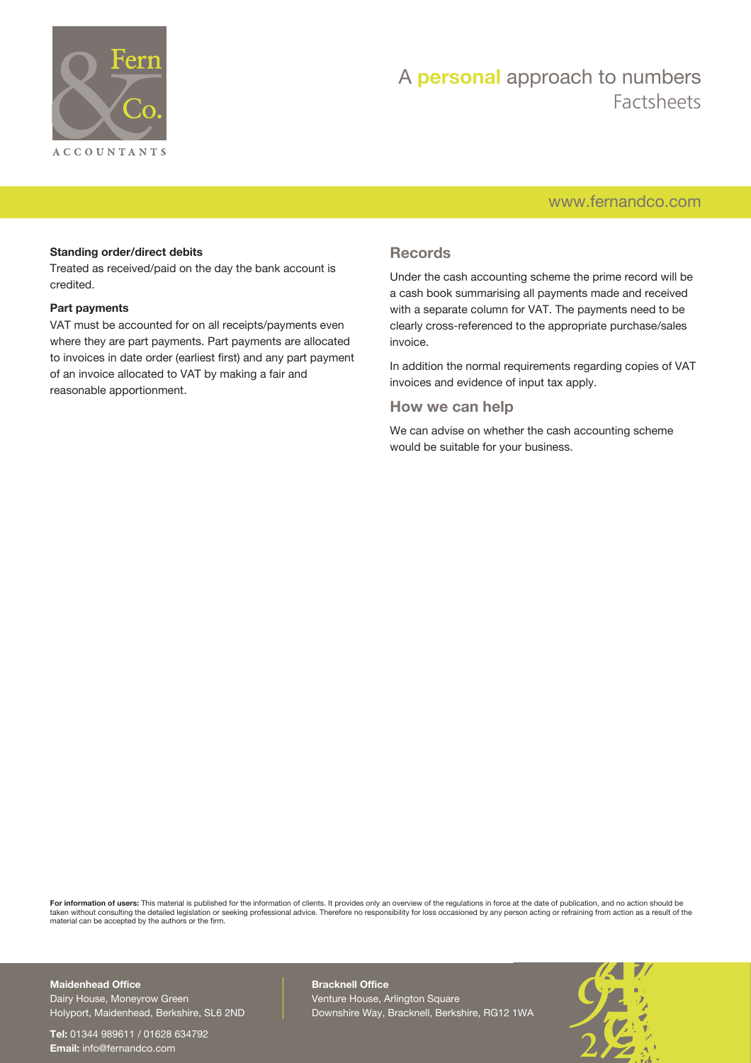**Standing order/direct debits**

Treated as received/paid on the day the bank account is credited.

**Part payments**

VAT must be accounted for on all receipts/payments even where they are part payments. Part payments are allocated to invoices in date order (earliest first) and any part payment of an invoice allocated to VAT by making a fair and reasonable apportionment.

## Records

Under the cash accounting scheme the prime record will be a cash book summarising all payments made and received with a separate column for VAT. The payments need to be clearly cross-referenced to the appropriate purchase/sales invoice.

In addition the normal requirements regarding copies of VAT invoices and evidence of input tax apply.

## How we can help

We can advise on whether the cash accounting scheme would be suitable for your business.

**For information of users:** This material is published for the information of clients. It provides only an overview of the regulations in force at the date of publication, and no action should be taken without consulting the detailed legislation or seeking professional advice. Therefore no responsibility for loss occasioned by any person acting or refraining from action as a result of the material can be accepted by the authors or the firm.